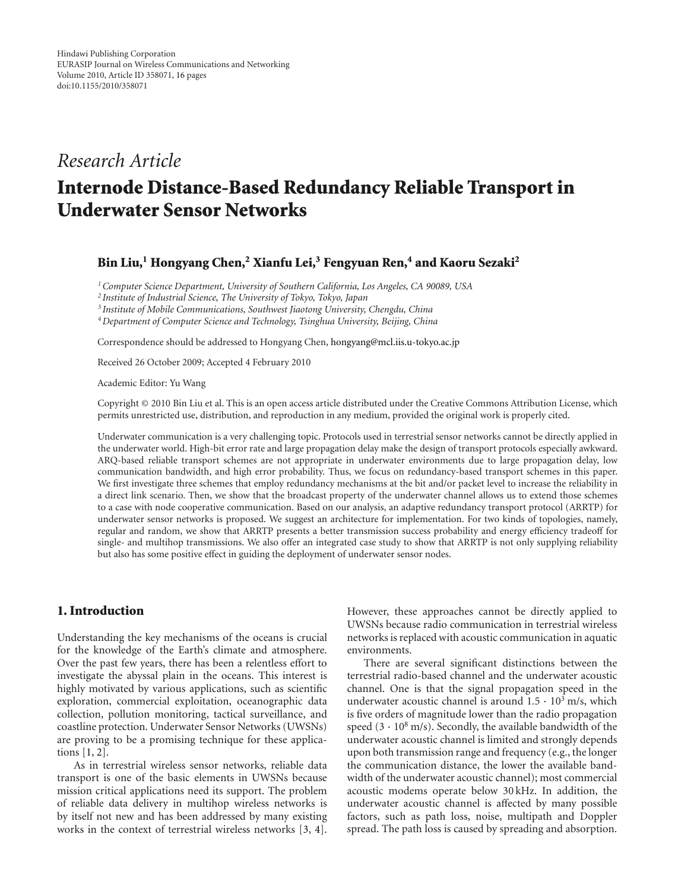Hindawi Publishing Corporation
EURASIP Journal on Wireless Communications and Networking
Volume 2010, Article ID 358071, 16 pages
doi:10.1155/2010/358071

*Research Article*

# Internode Distance-Based Redundancy Reliable Transport in Underwater Sensor Networks

**Bin Liu,[1] Hongyang Chen,[2] Xianfu Lei,[3] Fengyuan Ren,[4] and Kaoru Sezaki[2]**

[1] *Computer Science Department, University of Southern California, Los Angeles, CA 90089, USA*
[2] *Institute of Industrial Science, The University of Tokyo, Tokyo, Japan*
[3] *Institute of Mobile Communications, Southwest Jiaotong University, Chengdu, China*
[4] *Department of Computer Science and Technology, Tsinghua University, Beijing, China*

Correspondence should be addressed to Hongyang Chen, hongyang@mcl.iis.u-tokyo.ac.jp

Received 26 October 2009; Accepted 4 February 2010

Academic Editor: Yu Wang

Copyright © 2010 Bin Liu et al. This is an open access article distributed under the Creative Commons Attribution License, which permits unrestricted use, distribution, and reproduction in any medium, provided the original work is properly cited.

Underwater communication is a very challenging topic. Protocols used in terrestrial sensor networks cannot be directly applied in the underwater world. High-bit error rate and large propagation delay make the design of transport protocols especially awkward. ARQ-based reliable transport schemes are not appropriate in underwater environments due to large propagation delay, low communication bandwidth, and high error probability. Thus, we focus on redundancy-based transport schemes in this paper. We first investigate three schemes that employ redundancy mechanisms at the bit and/or packet level to increase the reliability in a direct link scenario. Then, we show that the broadcast property of the underwater channel allows us to extend those schemes to a case with node cooperative communication. Based on our analysis, an adaptive redundancy transport protocol (ARRTP) for underwater sensor networks is proposed. We suggest an architecture for implementation. For two kinds of topologies, namely, regular and random, we show that ARRTP presents a better transmission success probability and energy efficiency tradeoff for single- and multihop transmissions. We also offer an integrated case study to show that ARRTP is not only supplying reliability but also has some positive effect in guiding the deployment of underwater sensor nodes.

## 1. Introduction

Understanding the key mechanisms of the oceans is crucial for the knowledge of the Earth's climate and atmosphere. Over the past few years, there has been a relentless effort to investigate the abyssal plain in the oceans. This interest is highly motivated by various applications, such as scientific exploration, commercial exploitation, oceanographic data collection, pollution monitoring, tactical surveillance, and coastline protection. Underwater Sensor Networks (UWSNs) are proving to be a promising technique for these applications [1, 2].

As in terrestrial wireless sensor networks, reliable data transport is one of the basic elements in UWSNs because mission critical applications need its support. The problem of reliable data delivery in multihop wireless networks is by itself not new and has been addressed by many existing works in the context of terrestrial wireless networks [3, 4]. However, these approaches cannot be directly applied to UWSNs because radio communication in terrestrial wireless networks is replaced with acoustic communication in aquatic environments.

There are several significant distinctions between the terrestrial radio-based channel and the underwater acoustic channel. One is that the signal propagation speed in the underwater acoustic channel is around $1.5 \cdot 10^3$ m/s, which is five orders of magnitude lower than the radio propagation speed ($3 \cdot 10^8$ m/s). Secondly, the available bandwidth of the underwater acoustic channel is limited and strongly depends upon both transmission range and frequency (e.g., the longer the communication distance, the lower the available bandwidth of the underwater acoustic channel); most commercial acoustic modems operate below 30 kHz. In addition, the underwater acoustic channel is affected by many possible factors, such as path loss, noise, multipath and Doppler spread. The path loss is caused by spreading and absorption.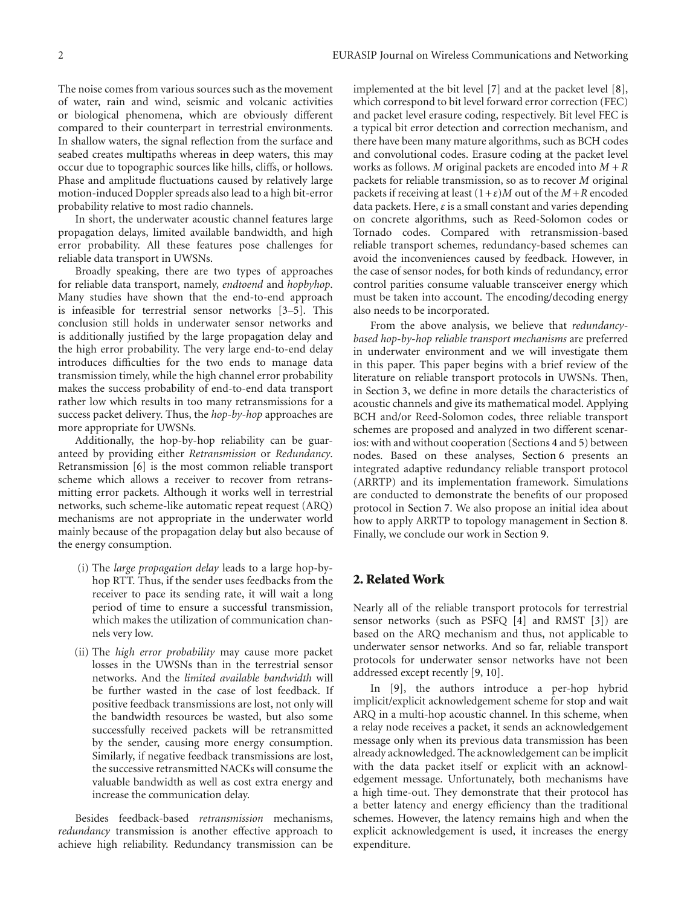The noise comes from various sources such as the movement of water, rain and wind, seismic and volcanic activities or biological phenomena, which are obviously different compared to their counterpart in terrestrial environments. In shallow waters, the signal reflection from the surface and seabed creates multipaths whereas in deep waters, this may occur due to topographic sources like hills, cliffs, or hollows. Phase and amplitude fluctuations caused by relatively large motion-induced Doppler spreads also lead to a high bit-error probability relative to most radio channels.

In short, the underwater acoustic channel features large propagation delays, limited available bandwidth, and high error probability. All these features pose challenges for reliable data transport in UWSNs.

Broadly speaking, there are two types of approaches for reliable data transport, namely, *endtoend* and *hopbyhop*. Many studies have shown that the end-to-end approach is infeasible for terrestrial sensor networks [3–5]. This conclusion still holds in underwater sensor networks and is additionally justified by the large propagation delay and the high error probability. The very large end-to-end delay introduces difficulties for the two ends to manage data transmission timely, while the high channel error probability makes the success probability of end-to-end data transport rather low which results in too many retransmissions for a success packet delivery. Thus, the *hop-by-hop* approaches are more appropriate for UWSNs.

Additionally, the hop-by-hop reliability can be guaranteed by providing either *Retransmission* or *Redundancy*. Retransmission [6] is the most common reliable transport scheme which allows a receiver to recover from retransmitting error packets. Although it works well in terrestrial networks, such scheme-like automatic repeat request (ARQ) mechanisms are not appropriate in the underwater world mainly because of the propagation delay but also because of the energy consumption.

(i) The *large propagation delay* leads to a large hop-by-hop RTT. Thus, if the sender uses feedbacks from the receiver to pace its sending rate, it will wait a long period of time to ensure a successful transmission, which makes the utilization of communication channels very low.

(ii) The *high error probability* may cause more packet losses in the UWSNs than in the terrestrial sensor networks. And the *limited available bandwidth* will be further wasted in the case of lost feedback. If positive feedback transmissions are lost, not only will the bandwidth resources be wasted, but also some successfully received packets will be retransmitted by the sender, causing more energy consumption. Similarly, if negative feedback transmissions are lost, the successive retransmitted NACKs will consume the valuable bandwidth as well as cost extra energy and increase the communication delay.

Besides feedback-based *retransmission* mechanisms, *redundancy* transmission is another effective approach to achieve high reliability. Redundancy transmission can be implemented at the bit level [7] and at the packet level [8], which correspond to bit level forward error correction (FEC) and packet level erasure coding, respectively. Bit level FEC is a typical bit error detection and correction mechanism, and there have been many mature algorithms, such as BCH codes and convolutional codes. Erasure coding at the packet level works as follows. $M$ original packets are encoded into $M + R$ packets for reliable transmission, so as to recover $M$ original packets if receiving at least $(1+\varepsilon)M$ out of the $M+R$ encoded data packets. Here, $\varepsilon$ is a small constant and varies depending on concrete algorithms, such as Reed-Solomon codes or Tornado codes. Compared with retransmission-based reliable transport schemes, redundancy-based schemes can avoid the inconveniences caused by feedback. However, in the case of sensor nodes, for both kinds of redundancy, error control parities consume valuable transceiver energy which must be taken into account. The encoding/decoding energy also needs to be incorporated.

From the above analysis, we believe that *redundancy-based hop-by-hop reliable transport mechanisms* are preferred in underwater environment and we will investigate them in this paper. This paper begins with a brief review of the literature on reliable transport protocols in UWSNs. Then, in Section 3, we define in more details the characteristics of acoustic channels and give its mathematical model. Applying BCH and/or Reed-Solomon codes, three reliable transport schemes are proposed and analyzed in two different scenarios: with and without cooperation (Sections 4 and 5) between nodes. Based on these analyses, Section 6 presents an integrated adaptive redundancy reliable transport protocol (ARRTP) and its implementation framework. Simulations are conducted to demonstrate the benefits of our proposed protocol in Section 7. We also propose an initial idea about how to apply ARRTP to topology management in Section 8. Finally, we conclude our work in Section 9.

## 2. Related Work

Nearly all of the reliable transport protocols for terrestrial sensor networks (such as PSFQ [4] and RMST [3]) are based on the ARQ mechanism and thus, not applicable to underwater sensor networks. And so far, reliable transport protocols for underwater sensor networks have not been addressed except recently [9, 10].

In [9], the authors introduce a per-hop hybrid implicit/explicit acknowledgement scheme for stop and wait ARQ in a multi-hop acoustic channel. In this scheme, when a relay node receives a packet, it sends an acknowledgement message only when its previous data transmission has been already acknowledged. The acknowledgement can be implicit with the data packet itself or explicit with an acknowledgement message. Unfortunately, both mechanisms have a high time-out. They demonstrate that their protocol has a better latency and energy efficiency than the traditional schemes. However, the latency remains high and when the explicit acknowledgement is used, it increases the energy expenditure.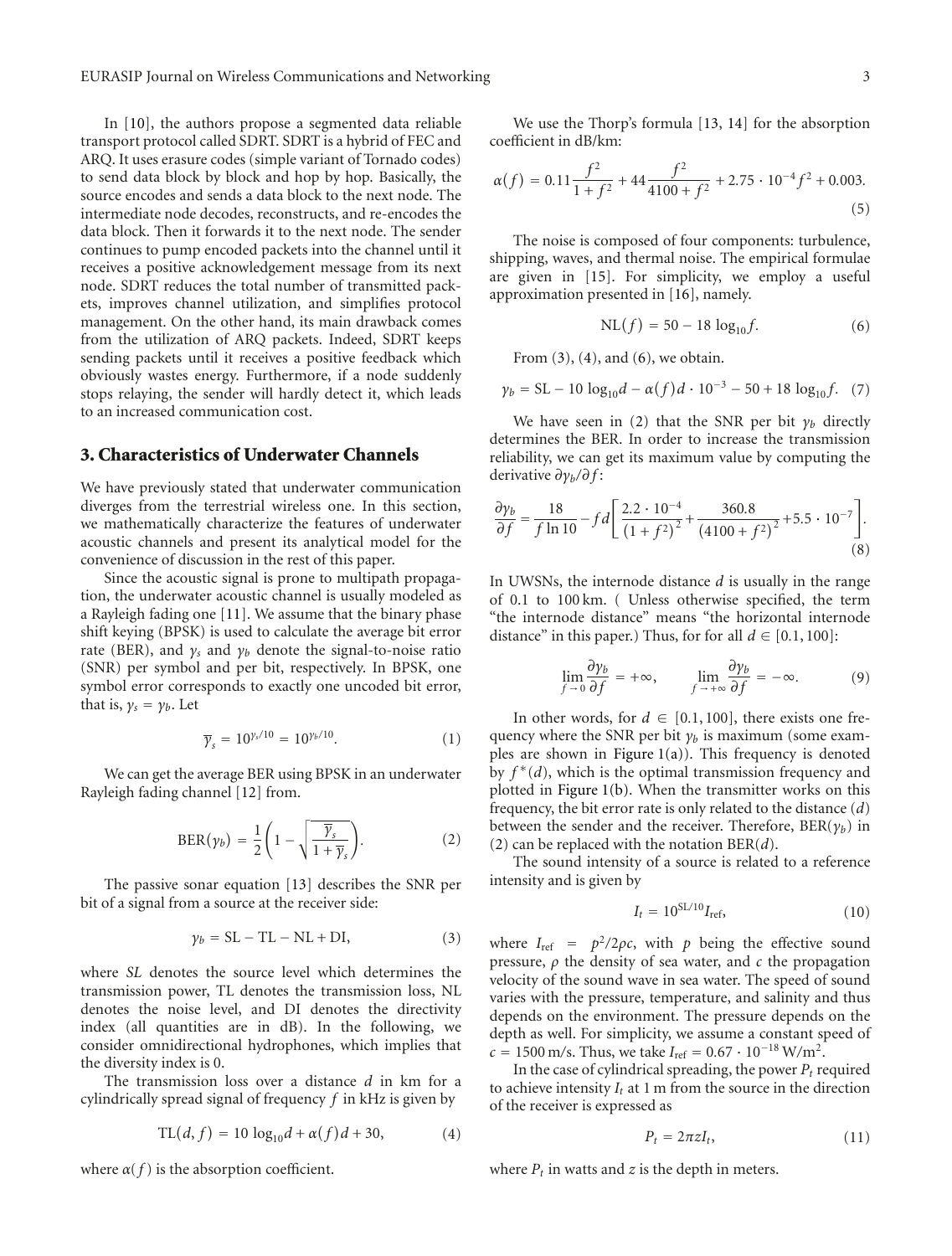In [10], the authors propose a segmented data reliable transport protocol called SDRT. SDRT is a hybrid of FEC and ARQ. It uses erasure codes (simple variant of Tornado codes) to send data block by block and hop by hop. Basically, the source encodes and sends a data block to the next node. The intermediate node decodes, reconstructs, and re-encodes the data block. Then it forwards it to the next node. The sender continues to pump encoded packets into the channel until it receives a positive acknowledgement message from its next node. SDRT reduces the total number of transmitted packets, improves channel utilization, and simplifies protocol management. On the other hand, its main drawback comes from the utilization of ARQ packets. Indeed, SDRT keeps sending packets until it receives a positive feedback which obviously wastes energy. Furthermore, if a node suddenly stops relaying, the sender will hardly detect it, which leads to an increased communication cost.

## 3. Characteristics of Underwater Channels

We have previously stated that underwater communication diverges from the terrestrial wireless one. In this section, we mathematically characterize the features of underwater acoustic channels and present its analytical model for the convenience of discussion in the rest of this paper.

Since the acoustic signal is prone to multipath propagation, the underwater acoustic channel is usually modeled as a Rayleigh fading one [11]. We assume that the binary phase shift keying (BPSK) is used to calculate the average bit error rate (BER), and $\gamma_s$ and $\gamma_b$ denote the signal-to-noise ratio (SNR) per symbol and per bit, respectively. In BPSK, one symbol error corresponds to exactly one uncoded bit error, that is, $\gamma_s = \gamma_b$. Let

$$\overline{\gamma}_s = 10^{\gamma_s/10} = 10^{\gamma_b/10}. \quad (1)$$

We can get the average BER using BPSK in an underwater Rayleigh fading channel [12] from.

$$\text{BER}(\gamma_b) = \frac{1}{2}\left(1 - \sqrt{\frac{\overline{\gamma}_s}{1+\overline{\gamma}_s}}\right). \quad (2)$$

The passive sonar equation [13] describes the SNR per bit of a signal from a source at the receiver side:

$$\gamma_b = \text{SL} - \text{TL} - \text{NL} + \text{DI}, \quad (3)$$

where *SL* denotes the source level which determines the transmission power, TL denotes the transmission loss, NL denotes the noise level, and DI denotes the directivity index (all quantities are in dB). In the following, we consider omnidirectional hydrophones, which implies that the diversity index is 0.

The transmission loss over a distance $d$ in km for a cylindrically spread signal of frequency $f$ in kHz is given by

$$\text{TL}(d, f) = 10\log_{10}d + \alpha(f)d + 30, \quad (4)$$

where $\alpha(f)$ is the absorption coefficient.

We use the Thorp's formula [13, 14] for the absorption coefficient in dB/km:

$$\alpha(f) = 0.11\frac{f^2}{1+f^2} + 44\frac{f^2}{4100+f^2} + 2.75\cdot 10^{-4}f^2 + 0.003. \quad (5)$$

The noise is composed of four components: turbulence, shipping, waves, and thermal noise. The empirical formulae are given in [15]. For simplicity, we employ a useful approximation presented in [16], namely.

$$\text{NL}(f) = 50 - 18\log_{10}f. \quad (6)$$

From (3), (4), and (6), we obtain.

$$\gamma_b = \text{SL} - 10\log_{10}d - \alpha(f)d\cdot 10^{-3} - 50 + 18\log_{10}f. \quad (7)$$

We have seen in (2) that the SNR per bit $\gamma_b$ directly determines the BER. In order to increase the transmission reliability, we can get its maximum value by computing the derivative $\partial\gamma_b/\partial f$:

$$\frac{\partial\gamma_b}{\partial f} = \frac{18}{f\ln 10} - fd\left[\frac{2.2\cdot 10^{-4}}{(1+f^2)^2} + \frac{360.8}{(4100+f^2)^2} + 5.5\cdot 10^{-7}\right]. \quad (8)$$

In UWSNs, the internode distance $d$ is usually in the range of 0.1 to 100 km. ( Unless otherwise specified, the term "the internode distance" means "the horizontal internode distance" in this paper.) Thus, for for all $d \in [0.1, 100]$:

$$\lim_{f\to 0}\frac{\partial\gamma_b}{\partial f} = +\infty, \qquad \lim_{f\to+\infty}\frac{\partial\gamma_b}{\partial f} = -\infty. \quad (9)$$

In other words, for $d \in [0.1, 100]$, there exists one frequency where the SNR per bit $\gamma_b$ is maximum (some examples are shown in Figure 1(a)). This frequency is denoted by $f^*(d)$, which is the optimal transmission frequency and plotted in Figure 1(b). When the transmitter works on this frequency, the bit error rate is only related to the distance ($d$) between the sender and the receiver. Therefore, $\text{BER}(\gamma_b)$ in (2) can be replaced with the notation $\text{BER}(d)$.

The sound intensity of a source is related to a reference intensity and is given by

$$I_t = 10^{\text{SL}/10}I_{\text{ref}}, \quad (10)$$

where $I_{\text{ref}} = p^2/2\rho c$, with $p$ being the effective sound pressure, $\rho$ the density of sea water, and $c$ the propagation velocity of the sound wave in sea water. The speed of sound varies with the pressure, temperature, and salinity and thus depends on the environment. The pressure depends on the depth as well. For simplicity, we assume a constant speed of $c = 1500$ m/s. Thus, we take $I_{\text{ref}} = 0.67\cdot 10^{-18}$ W/m$^2$.

In the case of cylindrical spreading, the power $P_t$ required to achieve intensity $I_t$ at 1 m from the source in the direction of the receiver is expressed as

$$P_t = 2\pi z I_t, \quad (11)$$

where $P_t$ in watts and $z$ is the depth in meters.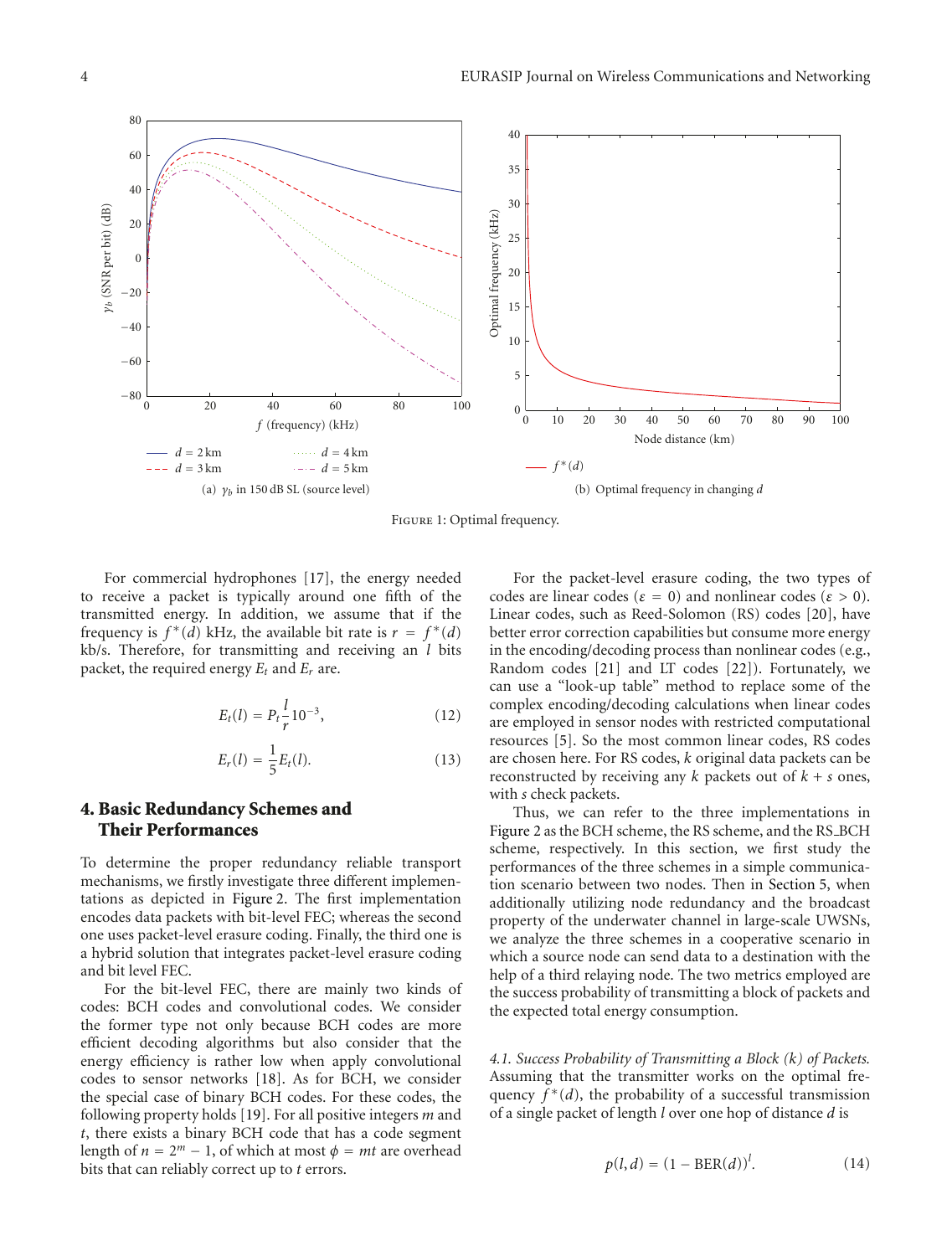(a) $\gamma_b$ in 150 dB SL (source level)

(b) Optimal frequency in changing $d$

Figure 1: Optimal frequency.

For commercial hydrophones [17], the energy needed to receive a packet is typically around one fifth of the transmitted energy. In addition, we assume that if the frequency is $f^*(d)$ kHz, the available bit rate is $r = f^*(d)$ kb/s. Therefore, for transmitting and receiving an $l$ bits packet, the required energy $E_t$ and $E_r$ are.

$$E_t(l) = P_t \frac{l}{r} 10^{-3}, \tag{12}$$

$$E_r(l) = \frac{1}{5} E_t(l). \tag{13}$$

## 4. Basic Redundancy Schemes and Their Performances

To determine the proper redundancy reliable transport mechanisms, we firstly investigate three different implementations as depicted in Figure 2. The first implementation encodes data packets with bit-level FEC; whereas the second one uses packet-level erasure coding. Finally, the third one is a hybrid solution that integrates packet-level erasure coding and bit level FEC.

For the bit-level FEC, there are mainly two kinds of codes: BCH codes and convolutional codes. We consider the former type not only because BCH codes are more efficient decoding algorithms but also consider that the energy efficiency is rather low when apply convolutional codes to sensor networks [18]. As for BCH, we consider the special case of binary BCH codes. For these codes, the following property holds [19]. For all positive integers $m$ and $t$, there exists a binary BCH code that has a code segment length of $n = 2^m - 1$, of which at most $\phi = mt$ are overhead bits that can reliably correct up to $t$ errors.

For the packet-level erasure coding, the two types of codes are linear codes ($\varepsilon = 0$) and nonlinear codes ($\varepsilon > 0$). Linear codes, such as Reed-Solomon (RS) codes [20], have better error correction capabilities but consume more energy in the encoding/decoding process than nonlinear codes (e.g., Random codes [21] and LT codes [22]). Fortunately, we can use a "look-up table" method to replace some of the complex encoding/decoding calculations when linear codes are employed in sensor nodes with restricted computational resources [5]. So the most common linear codes, RS codes are chosen here. For RS codes, $k$ original data packets can be reconstructed by receiving any $k$ packets out of $k + s$ ones, with $s$ check packets.

Thus, we can refer to the three implementations in Figure 2 as the BCH scheme, the RS scheme, and the RS_BCH scheme, respectively. In this section, we first study the performances of the three schemes in a simple communication scenario between two nodes. Then in Section 5, when additionally utilizing node redundancy and the broadcast property of the underwater channel in large-scale UWSNs, we analyze the three schemes in a cooperative scenario in which a source node can send data to a destination with the help of a third relaying node. The two metrics employed are the success probability of transmitting a block of packets and the expected total energy consumption.

*4.1. Success Probability of Transmitting a Block (k) of Packets.* Assuming that the transmitter works on the optimal frequency $f^*(d)$, the probability of a successful transmission of a single packet of length $l$ over one hop of distance $d$ is

$$p(l, d) = (1 - \text{BER}(d))^l. \tag{14}$$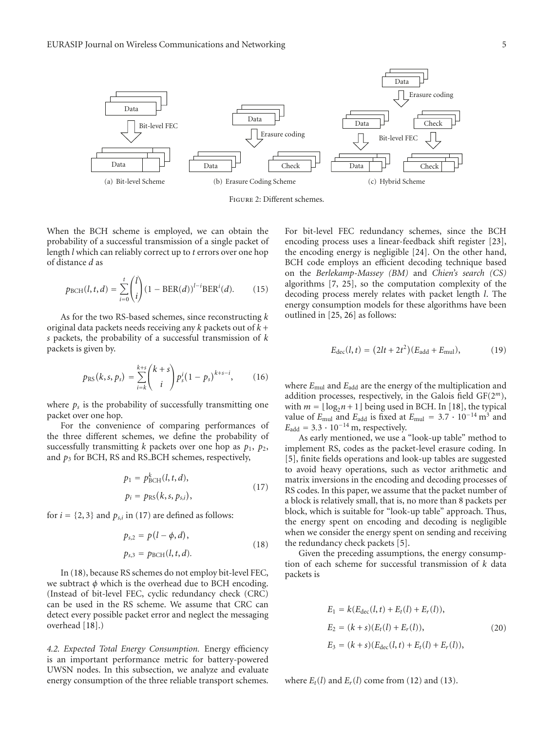(a) Bit-level Scheme (b) Erasure Coding Scheme (c) Hybrid Scheme

Figure 2: Different schemes.

When the BCH scheme is employed, we can obtain the probability of a successful transmission of a single packet of length $l$ which can reliably correct up to $t$ errors over one hop of distance $d$ as

$$p_{\text{BCH}}(l,t,d) = \sum_{i=0}^{t} \binom{l}{i} (1 - \text{BER}(d))^{l-i} \text{BER}^{i}(d). \tag{15}$$

As for the two RS-based schemes, since reconstructing $k$ original data packets needs receiving any $k$ packets out of $k+s$ packets, the probability of a successful transmission of $k$ packets is given by.

$$p_{\text{RS}}(k,s,p_s) = \sum_{i=k}^{k+s} \binom{k+s}{i} p_s^{i} (1-p_s)^{k+s-i}, \tag{16}$$

where $p_s$ is the probability of successfully transmitting one packet over one hop.

For the convenience of comparing performances of the three different schemes, we define the probability of successfully transmitting $k$ packets over one hop as $p_1$, $p_2$, and $p_3$ for BCH, RS and RS_BCH schemes, respectively,

$$\begin{aligned} p_1 &= p_{\text{BCH}}^{k}(l,t,d), \\ p_i &= p_{\text{RS}}(k,s,p_{s,i}), \end{aligned} \tag{17}$$

for $i = \{2, 3\}$ and $p_{s,i}$ in (17) are defined as follows:

$$\begin{aligned} p_{s,2} &= p(l-\phi,d), \\ p_{s,3} &= p_{\text{BCH}}(l,t,d). \end{aligned} \tag{18}$$

In (18), because RS schemes do not employ bit-level FEC, we subtract $\phi$ which is the overhead due to BCH encoding. (Instead of bit-level FEC, cyclic redundancy check (CRC) can be used in the RS scheme. We assume that CRC can detect every possible packet error and neglect the messaging overhead [18].)

*4.2. Expected Total Energy Consumption.* Energy efficiency is an important performance metric for battery-powered UWSN nodes. In this subsection, we analyze and evaluate energy consumption of the three reliable transport schemes. For bit-level FEC redundancy schemes, since the BCH encoding process uses a linear-feedback shift register [23], the encoding energy is negligible [24]. On the other hand, BCH code employs an efficient decoding technique based on the *Berlekamp-Massey (BM)* and *Chien's search (CS)* algorithms [7, 25], so the computation complexity of the decoding process merely relates with packet length $l$. The energy consumption models for these algorithms have been outlined in [25, 26] as follows:

$$E_{\text{dec}}(l,t) = (2lt + 2t^2)(E_{\text{add}} + E_{\text{mul}}), \tag{19}$$

where $E_{\text{mul}}$ and $E_{\text{add}}$ are the energy of the multiplication and addition processes, respectively, in the Galois field GF($2^m$), with $m = \lfloor \log_2 n + 1 \rfloor$ being used in BCH. In [18], the typical value of $E_{\text{mul}}$ and $E_{\text{add}}$ is fixed at $E_{\text{mul}} = 3.7 \cdot 10^{-14}\,\text{m}^3$ and $E_{\text{add}} = 3.3 \cdot 10^{-14}\,\text{m}$, respectively.

As early mentioned, we use a "look-up table" method to implement RS, codes as the packet-level erasure coding. In [5], finite fields operations and look-up tables are suggested to avoid heavy operations, such as vector arithmetic and matrix inversions in the encoding and decoding processes of RS codes. In this paper, we assume that the packet number of a block is relatively small, that is, no more than 8 packets per block, which is suitable for "look-up table" approach. Thus, the energy spent on encoding and decoding is negligible when we consider the energy spent on sending and receiving the redundancy check packets [5].

Given the preceding assumptions, the energy consumption of each scheme for successful transmission of $k$ data packets is

$$\begin{aligned} E_1 &= k(E_{\text{dec}}(l,t) + E_t(l) + E_r(l)), \\ E_2 &= (k+s)(E_t(l) + E_r(l)), \\ E_3 &= (k+s)(E_{\text{dec}}(l,t) + E_t(l) + E_r(l)), \end{aligned} \tag{20}$$

where $E_t(l)$ and $E_r(l)$ come from (12) and (13).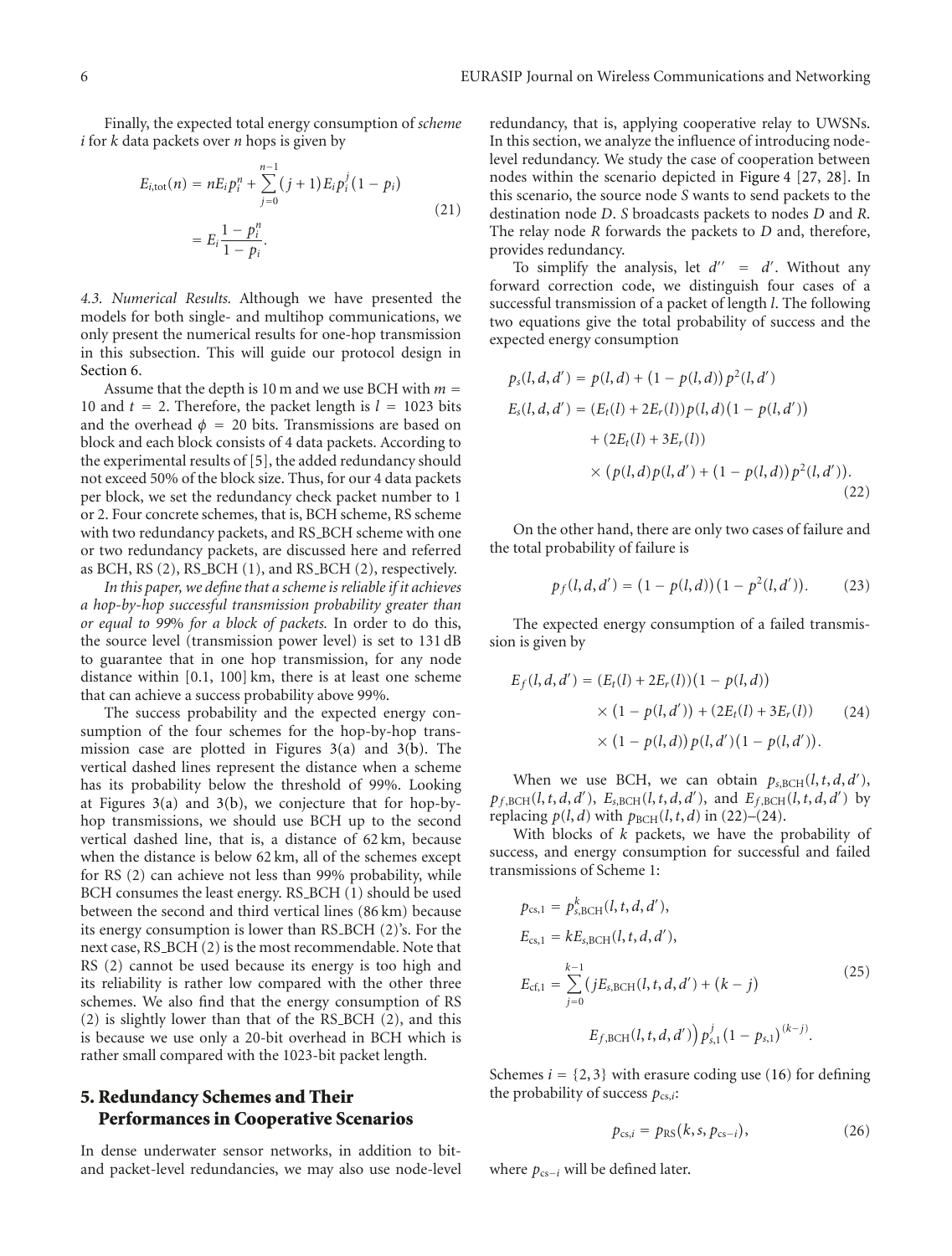Finally, the expected total energy consumption of *scheme i* for $k$ data packets over $n$ hops is given by

$$
\begin{aligned}
E_{i,\text{tot}}(n) &= nE_i p_i^n + \sum_{j=0}^{n-1} (j+1) E_i p_i^j (1-p_i) \\
&= E_i \frac{1-p_i^n}{1-p_i}.
\end{aligned}
\tag{21}
$$

*4.3. Numerical Results.* Although we have presented the models for both single- and multihop communications, we only present the numerical results for one-hop transmission in this subsection. This will guide our protocol design in Section 6.

Assume that the depth is 10 m and we use BCH with $m = 10$ and $t = 2$. Therefore, the packet length is $l = 1023$ bits and the overhead $\phi = 20$ bits. Transmissions are based on block and each block consists of 4 data packets. According to the experimental results of [5], the added redundancy should not exceed 50% of the block size. Thus, for our 4 data packets per block, we set the redundancy check packet number to 1 or 2. Four concrete schemes, that is, BCH scheme, RS scheme with two redundancy packets, and RS_BCH scheme with one or two redundancy packets, are discussed here and referred as BCH, RS (2), RS_BCH (1), and RS_BCH (2), respectively.

*In this paper, we define that a scheme is reliable if it achieves a hop-by-hop successful transmission probability greater than or equal to 99% for a block of packets.* In order to do this, the source level (transmission power level) is set to 131 dB to guarantee that in one hop transmission, for any node distance within [0.1, 100] km, there is at least one scheme that can achieve a success probability above 99%.

The success probability and the expected energy consumption of the four schemes for the hop-by-hop transmission case are plotted in Figures 3(a) and 3(b). The vertical dashed lines represent the distance when a scheme has its probability below the threshold of 99%. Looking at Figures 3(a) and 3(b), we conjecture that for hop-by-hop transmissions, we should use BCH up to the second vertical dashed line, that is, a distance of 62 km, because when the distance is below 62 km, all of the schemes except for RS (2) can achieve not less than 99% probability, while BCH consumes the least energy. RS_BCH (1) should be used between the second and third vertical lines (86 km) because its energy consumption is lower than RS_BCH (2)'s. For the next case, RS_BCH (2) is the most recommendable. Note that RS (2) cannot be used because its energy is too high and its reliability is rather low compared with the other three schemes. We also find that the energy consumption of RS (2) is slightly lower than that of the RS_BCH (2), and this is because we use only a 20-bit overhead in BCH which is rather small compared with the 1023-bit packet length.

## 5. Redundancy Schemes and Their Performances in Cooperative Scenarios

In dense underwater sensor networks, in addition to bit- and packet-level redundancies, we may also use node-level redundancy, that is, applying cooperative relay to UWSNs. In this section, we analyze the influence of introducing node-level redundancy. We study the case of cooperation between nodes within the scenario depicted in Figure 4 [27, 28]. In this scenario, the source node $S$ wants to send packets to the destination node $D$. $S$ broadcasts packets to nodes $D$ and $R$. The relay node $R$ forwards the packets to $D$ and, therefore, provides redundancy.

To simplify the analysis, let $d'' = d'$. Without any forward correction code, we distinguish four cases of a successful transmission of a packet of length $l$. The following two equations give the total probability of success and the expected energy consumption

$$
\begin{aligned}
p_s(l,d,d') &= p(l,d) + (1-p(l,d))\, p^2(l,d') \\
E_s(l,d,d') &= (E_t(l) + 2E_r(l))\, p(l,d)(1-p(l,d')) \\
&\quad + (2E_t(l) + 3E_r(l)) \\
&\quad \times \left(p(l,d)p(l,d') + (1-p(l,d))\, p^2(l,d')\right).
\end{aligned}
\tag{22}
$$

On the other hand, there are only two cases of failure and the total probability of failure is

$$
p_f(l,d,d') = (1-p(l,d))(1-p^2(l,d')). \tag{23}
$$

The expected energy consumption of a failed transmission is given by

$$
\begin{aligned}
E_f(l,d,d') &= (E_t(l) + 2E_r(l))(1-p(l,d)) \\
&\quad \times (1-p(l,d')) + (2E_t(l) + 3E_r(l)) \\
&\quad \times (1-p(l,d))\, p(l,d')(1-p(l,d')).
\end{aligned}
\tag{24}
$$

When we use BCH, we can obtain $p_{s,\text{BCH}}(l,t,d,d')$, $p_{f,\text{BCH}}(l,t,d,d')$, $E_{s,\text{BCH}}(l,t,d,d')$, and $E_{f,\text{BCH}}(l,t,d,d')$ by replacing $p(l,d)$ with $p_{\text{BCH}}(l,t,d)$ in (22)–(24).

With blocks of $k$ packets, we have the probability of success, and energy consumption for successful and failed transmissions of Scheme 1:

$$
\begin{aligned}
p_{\text{cs},1} &= p_{s,\text{BCH}}^k(l,t,d,d'), \\
E_{\text{cs},1} &= kE_{s,\text{BCH}}(l,t,d,d'), \\
E_{\text{cf},1} &= \sum_{j=0}^{k-1} \big( jE_{s,\text{BCH}}(l,t,d,d') + (k-j) \\
&\qquad E_{f,\text{BCH}}(l,t,d,d') \big)\, p_{s,1}^j (1-p_{s,1})^{(k-j)}.
\end{aligned}
\tag{25}
$$

Schemes $i = \{2,3\}$ with erasure coding use (16) for defining the probability of success $p_{\text{cs},i}$:

$$
p_{\text{cs},i} = p_{\text{RS}}(k, s, p_{\text{cs}-i}), \tag{26}
$$

where $p_{\text{cs}-i}$ will be defined later.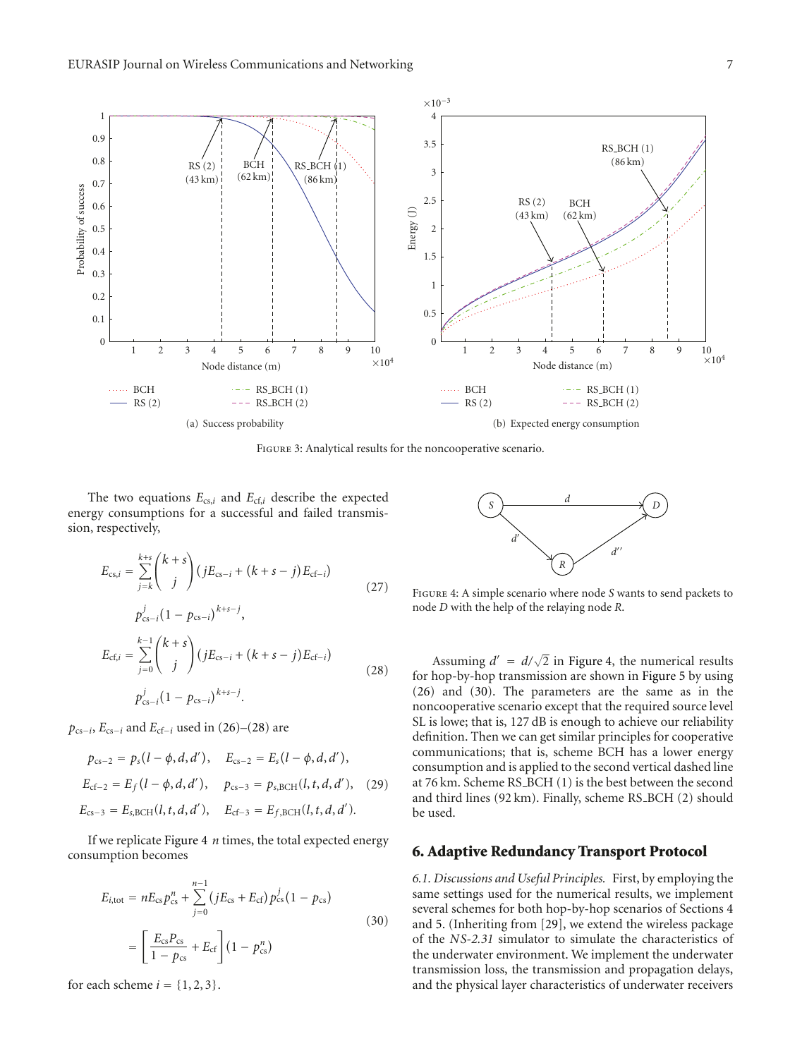Figure 3: Analytical results for the noncooperative scenario.

(a) Success probability

(b) Expected energy consumption

The two equations $E_{\mathrm{cs},i}$ and $E_{\mathrm{cf},i}$ describe the expected energy consumptions for a successful and failed transmission, respectively,

$$E_{\mathrm{cs},i} = \sum_{j=k}^{k+s} \binom{k+s}{j} \left( jE_{\mathrm{cs}-i} + (k+s-j)E_{\mathrm{cf}-i} \right) p_{\mathrm{cs}-i}^{j} (1-p_{\mathrm{cs}-i})^{k+s-j}, \tag{27}$$

$$E_{\mathrm{cf},i} = \sum_{j=0}^{k-1} \binom{k+s}{j} \left( jE_{\mathrm{cs}-i} + (k+s-j)E_{\mathrm{cf}-i} \right) p_{\mathrm{cs}-i}^{j} (1-p_{\mathrm{cs}-i})^{k+s-j}. \tag{28}$$

$p_{\mathrm{cs}-i}$, $E_{\mathrm{cs}-i}$ and $E_{\mathrm{cf}-i}$ used in (26)–(28) are

$$\begin{aligned} p_{\mathrm{cs}-2} &= p_s(l-\phi, d, d'), \quad E_{\mathrm{cs}-2} = E_s(l-\phi, d, d'), \\ E_{\mathrm{cf}-2} &= E_f(l-\phi, d, d'), \quad p_{\mathrm{cs}-3} = p_{s,\mathrm{BCH}}(l, t, d, d'), \\ E_{\mathrm{cs}-3} &= E_{s,\mathrm{BCH}}(l, t, d, d'), \quad E_{\mathrm{cf}-3} = E_{f,\mathrm{BCH}}(l, t, d, d'). \end{aligned} \tag{29}$$

If we replicate Figure 4 $n$ times, the total expected energy consumption becomes

$$\begin{aligned} E_{i,\mathrm{tot}} &= nE_{\mathrm{cs}}p_{\mathrm{cs}}^{n} + \sum_{j=0}^{n-1} (jE_{\mathrm{cs}} + E_{\mathrm{cf}}) p_{\mathrm{cs}}^{j} (1-p_{\mathrm{cs}}) \\ &= \left[ \frac{E_{\mathrm{cs}}P_{\mathrm{cs}}}{1-p_{\mathrm{cs}}} + E_{\mathrm{cf}} \right] (1-p_{\mathrm{cs}}^{n}) \end{aligned} \tag{30}$$

for each scheme $i = \{1, 2, 3\}$.

Figure 4: A simple scenario where node $S$ wants to send packets to node $D$ with the help of the relaying node $R$.

Assuming $d' = d/\sqrt{2}$ in Figure 4, the numerical results for hop-by-hop transmission are shown in Figure 5 by using (26) and (30). The parameters are the same as in the noncooperative scenario except that the required source level SL is lowe; that is, 127 dB is enough to achieve our reliability definition. Then we can get similar principles for cooperative communications; that is, scheme BCH has a lower energy consumption and is applied to the second vertical dashed line at 76 km. Scheme RS_BCH (1) is the best between the second and third lines (92 km). Finally, scheme RS_BCH (2) should be used.

## 6. Adaptive Redundancy Transport Protocol

*6.1. Discussions and Useful Principles.* First, by employing the same settings used for the numerical results, we implement several schemes for both hop-by-hop scenarios of Sections 4 and 5. (Inheriting from [29], we extend the wireless package of the *NS-2.31* simulator to simulate the characteristics of the underwater environment. We implement the underwater transmission loss, the transmission and propagation delays, and the physical layer characteristics of underwater receivers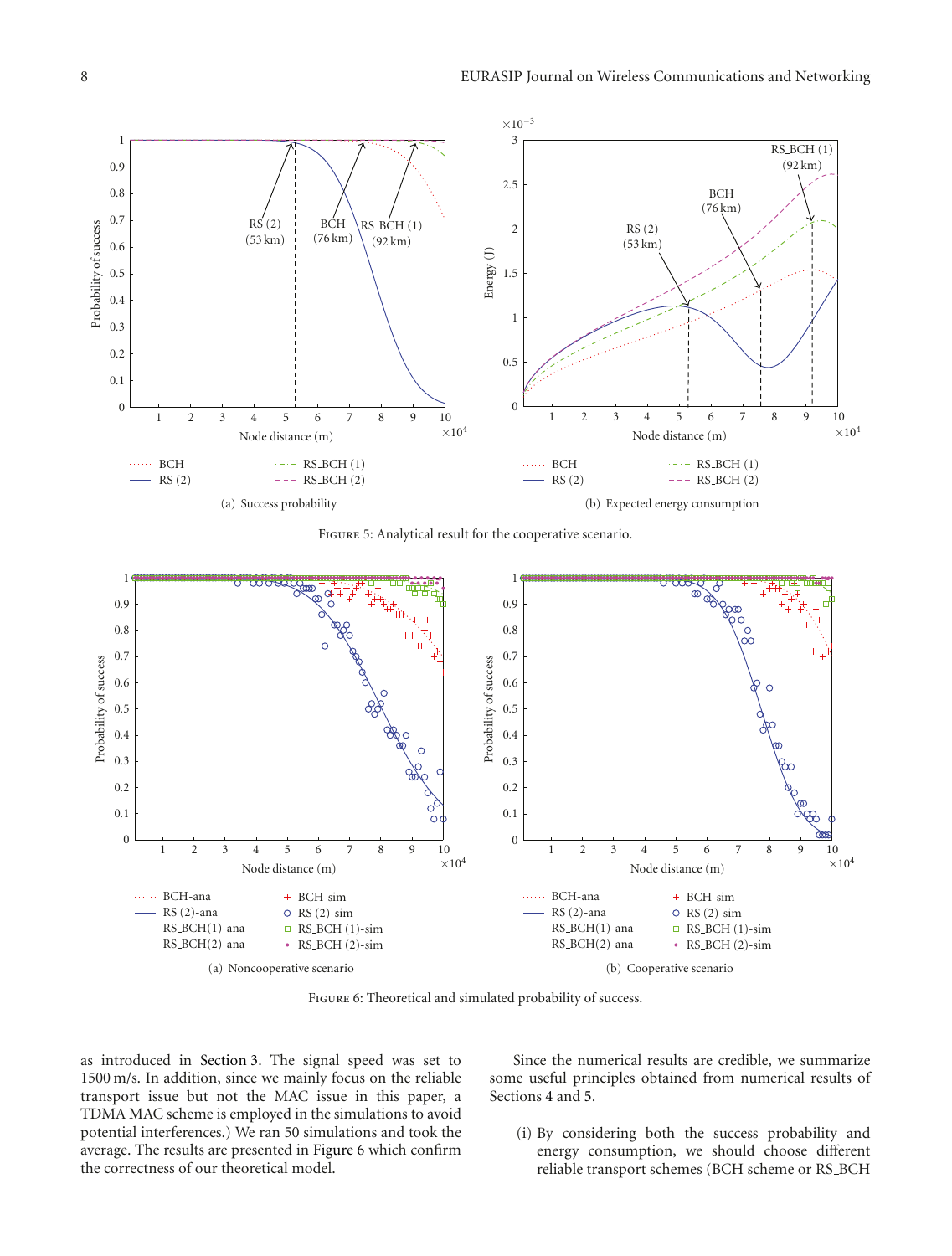FIGURE 5: Analytical result for the cooperative scenario.

(a) Success probability

(b) Expected energy consumption

FIGURE 6: Theoretical and simulated probability of success.

(a) Noncooperative scenario

(b) Cooperative scenario

as introduced in Section 3. The signal speed was set to 1500 m/s. In addition, since we mainly focus on the reliable transport issue but not the MAC issue in this paper, a TDMA MAC scheme is employed in the simulations to avoid potential interferences.) We ran 50 simulations and took the average. The results are presented in Figure 6 which confirm the correctness of our theoretical model.

Since the numerical results are credible, we summarize some useful principles obtained from numerical results of Sections 4 and 5.

(i) By considering both the success probability and energy consumption, we should choose different reliable transport schemes (BCH scheme or RS_BCH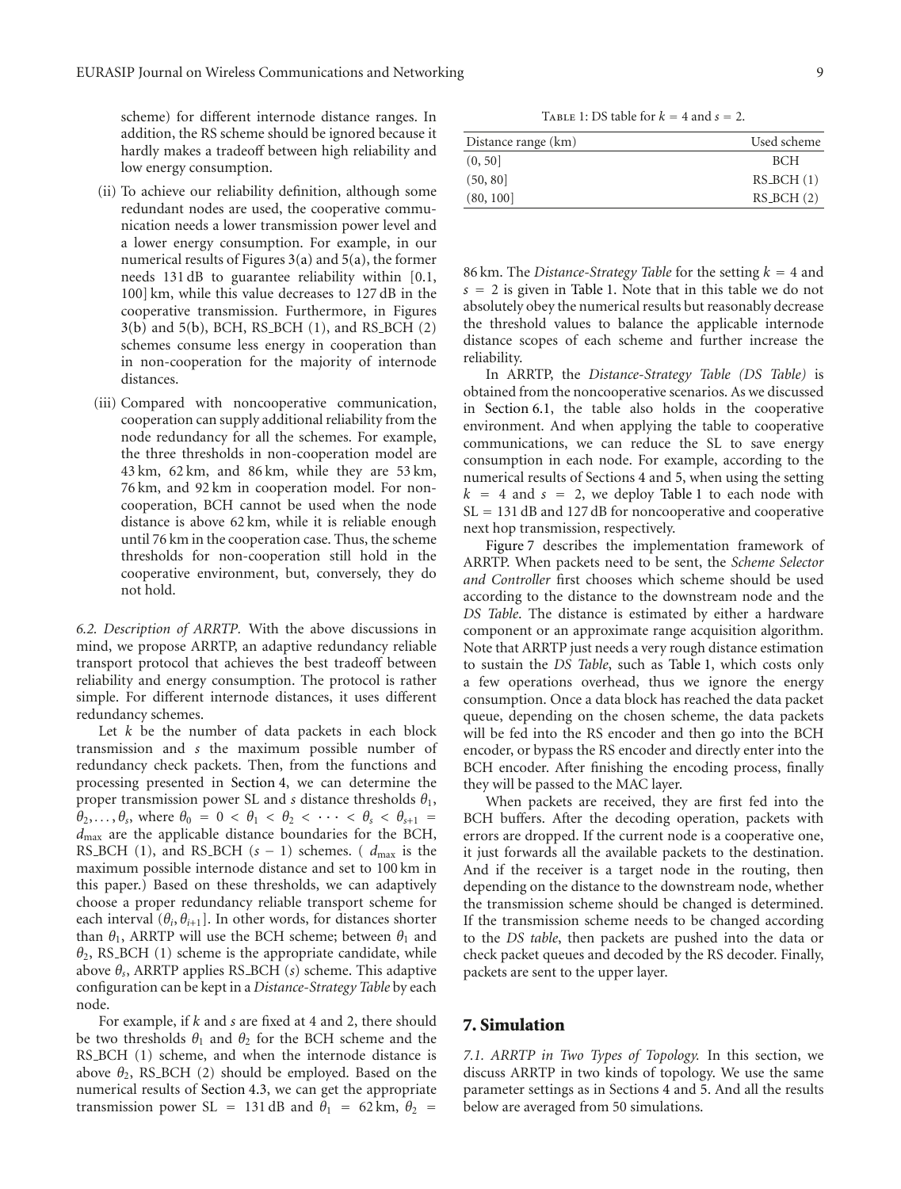scheme) for different internode distance ranges. In addition, the RS scheme should be ignored because it hardly makes a tradeoff between high reliability and low energy consumption.

(ii) To achieve our reliability definition, although some redundant nodes are used, the cooperative communication needs a lower transmission power level and a lower energy consumption. For example, in our numerical results of Figures 3(a) and 5(a), the former needs 131 dB to guarantee reliability within [0.1, 100] km, while this value decreases to 127 dB in the cooperative transmission. Furthermore, in Figures 3(b) and 5(b), BCH, RS_BCH (1), and RS_BCH (2) schemes consume less energy in cooperation than in non-cooperation for the majority of internode distances.

(iii) Compared with noncooperative communication, cooperation can supply additional reliability from the node redundancy for all the schemes. For example, the three thresholds in non-cooperation model are 43 km, 62 km, and 86 km, while they are 53 km, 76 km, and 92 km in cooperation model. For non-cooperation, BCH cannot be used when the node distance is above 62 km, while it is reliable enough until 76 km in the cooperation case. Thus, the scheme thresholds for non-cooperation still hold in the cooperative environment, but, conversely, they do not hold.

*6.2. Description of ARRTP.* With the above discussions in mind, we propose ARRTP, an adaptive redundancy reliable transport protocol that achieves the best tradeoff between reliability and energy consumption. The protocol is rather simple. For different internode distances, it uses different redundancy schemes.

Let $k$ be the number of data packets in each block transmission and $s$ the maximum possible number of redundancy check packets. Then, from the functions and processing presented in Section 4, we can determine the proper transmission power SL and $s$ distance thresholds $\theta_1, \theta_2, \ldots, \theta_s$, where $\theta_0 = 0 < \theta_1 < \theta_2 < \cdots < \theta_s < \theta_{s+1} = d_{\max}$ are the applicable distance boundaries for the BCH, RS_BCH (1), and RS_BCH ($s - 1$) schemes. ( $d_{\max}$ is the maximum possible internode distance and set to 100 km in this paper.) Based on these thresholds, we can adaptively choose a proper redundancy reliable transport scheme for each interval $(\theta_i, \theta_{i+1}]$. In other words, for distances shorter than $\theta_1$, ARRTP will use the BCH scheme; between $\theta_1$ and $\theta_2$, RS_BCH (1) scheme is the appropriate candidate, while above $\theta_s$, ARRTP applies RS_BCH ($s$) scheme. This adaptive configuration can be kept in a *Distance-Strategy Table* by each node.

For example, if $k$ and $s$ are fixed at 4 and 2, there should be two thresholds $\theta_1$ and $\theta_2$ for the BCH scheme and the RS_BCH (1) scheme, and when the internode distance is above $\theta_2$, RS_BCH (2) should be employed. Based on the numerical results of Section 4.3, we can get the appropriate transmission power SL = 131 dB and $\theta_1$ = 62 km, $\theta_2$ = 86 km. The *Distance-Strategy Table* for the setting $k = 4$ and $s = 2$ is given in Table 1. Note that in this table we do not absolutely obey the numerical results but reasonably decrease the threshold values to balance the applicable internode distance scopes of each scheme and further increase the reliability.

Table 1: DS table for $k = 4$ and $s = 2$.

| Distance range (km) | Used scheme |
|---|---|
| (0, 50] | BCH |
| (50, 80] | RS_BCH (1) |
| (80, 100] | RS_BCH (2) |

In ARRTP, the *Distance-Strategy Table (DS Table)* is obtained from the noncooperative scenarios. As we discussed in Section 6.1, the table also holds in the cooperative environment. And when applying the table to cooperative communications, we can reduce the SL to save energy consumption in each node. For example, according to the numerical results of Sections 4 and 5, when using the setting $k = 4$ and $s = 2$, we deploy Table 1 to each node with SL = 131 dB and 127 dB for noncooperative and cooperative next hop transmission, respectively.

Figure 7 describes the implementation framework of ARRTP. When packets need to be sent, the *Scheme Selector and Controller* first chooses which scheme should be used according to the distance to the downstream node and the *DS Table*. The distance is estimated by either a hardware component or an approximate range acquisition algorithm. Note that ARRTP just needs a very rough distance estimation to sustain the *DS Table*, such as Table 1, which costs only a few operations overhead, thus we ignore the energy consumption. Once a data block has reached the data packet queue, depending on the chosen scheme, the data packets will be fed into the RS encoder and then go into the BCH encoder, or bypass the RS encoder and directly enter into the BCH encoder. After finishing the encoding process, finally they will be passed to the MAC layer.

When packets are received, they are first fed into the BCH buffers. After the decoding operation, packets with errors are dropped. If the current node is a cooperative one, it just forwards all the available packets to the destination. And if the receiver is a target node in the routing, then depending on the distance to the downstream node, whether the transmission scheme should be changed is determined. If the transmission scheme needs to be changed according to the *DS table*, then packets are pushed into the data or check packet queues and decoded by the RS decoder. Finally, packets are sent to the upper layer.

## 7. Simulation

*7.1. ARRTP in Two Types of Topology.* In this section, we discuss ARRTP in two kinds of topology. We use the same parameter settings as in Sections 4 and 5. And all the results below are averaged from 50 simulations.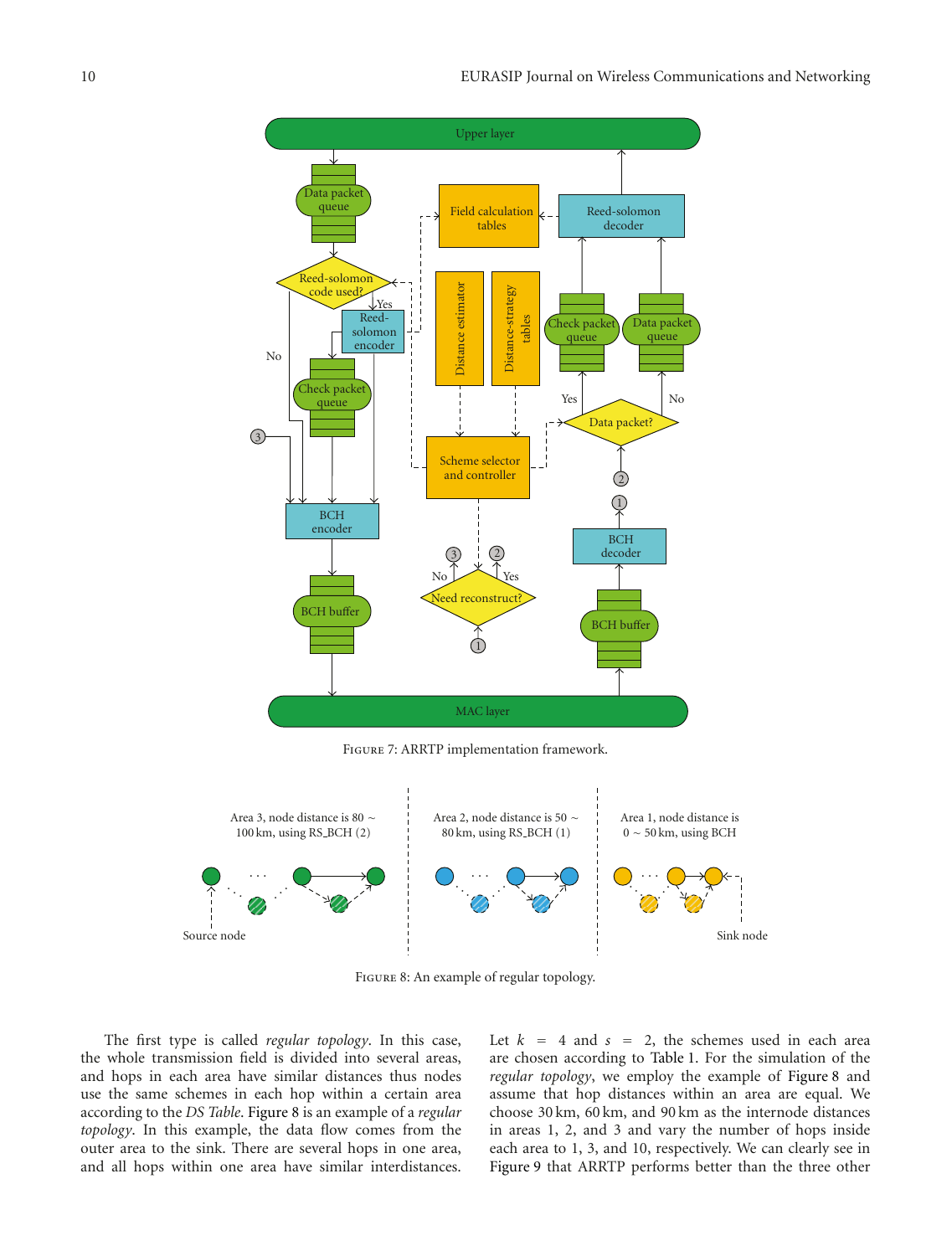Figure 7: ARRTP implementation framework.

Figure 8: An example of regular topology.

The first type is called *regular topology*. In this case, the whole transmission field is divided into several areas, and hops in each area have similar distances thus nodes use the same schemes in each hop within a certain area according to the *DS Table*. Figure 8 is an example of a *regular topology*. In this example, the data flow comes from the outer area to the sink. There are several hops in one area, and all hops within one area have similar interdistances. Let $k = 4$ and $s = 2$, the schemes used in each area are chosen according to Table 1. For the simulation of the *regular topology*, we employ the example of Figure 8 and assume that hop distances within an area are equal. We choose 30 km, 60 km, and 90 km as the internode distances in areas 1, 2, and 3 and vary the number of hops inside each area to 1, 3, and 10, respectively. We can clearly see in Figure 9 that ARRTP performs better than the three other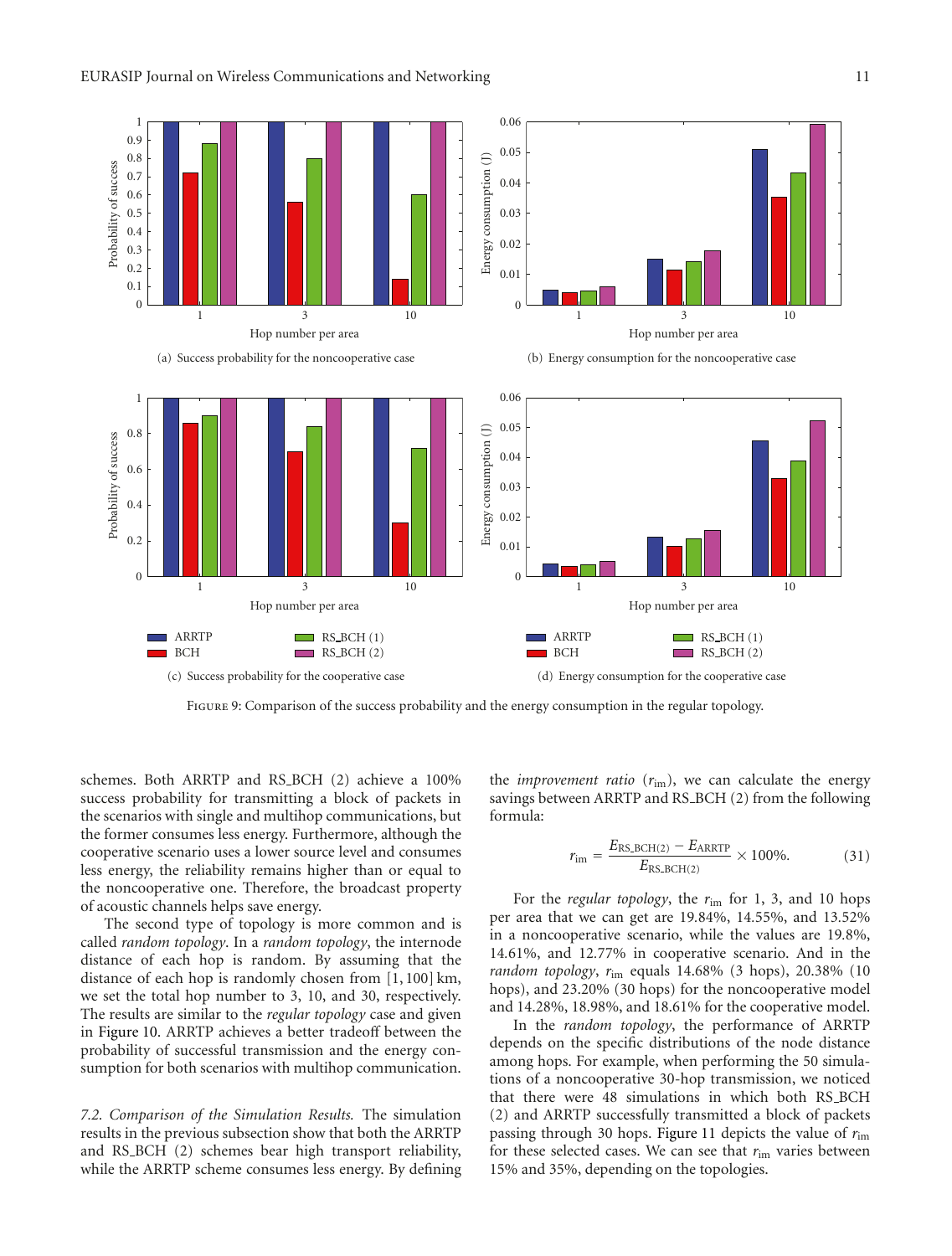(a) Success probability for the noncooperative case

(b) Energy consumption for the noncooperative case

(c) Success probability for the cooperative case

(d) Energy consumption for the cooperative case

Figure 9: Comparison of the success probability and the energy consumption in the regular topology.

schemes. Both ARRTP and RS_BCH (2) achieve a 100% success probability for transmitting a block of packets in the scenarios with single and multihop communications, but the former consumes less energy. Furthermore, although the cooperative scenario uses a lower source level and consumes less energy, the reliability remains higher than or equal to the noncooperative one. Therefore, the broadcast property of acoustic channels helps save energy.

The second type of topology is more common and is called *random topology*. In a *random topology*, the internode distance of each hop is random. By assuming that the distance of each hop is randomly chosen from [1, 100] km, we set the total hop number to 3, 10, and 30, respectively. The results are similar to the *regular topology* case and given in Figure 10. ARRTP achieves a better tradeoff between the probability of successful transmission and the energy consumption for both scenarios with multihop communication.

*7.2. Comparison of the Simulation Results.* The simulation results in the previous subsection show that both the ARRTP and RS_BCH (2) schemes bear high transport reliability, while the ARRTP scheme consumes less energy. By defining the *improvement ratio* ($r_{\text{im}}$), we can calculate the energy savings between ARRTP and RS_BCH (2) from the following formula:

$$r_{\text{im}} = \frac{E_{\text{RS\_BCH(2)}} - E_{\text{ARRTP}}}{E_{\text{RS\_BCH(2)}}} \times 100\%. \tag{31}$$

For the *regular topology*, the $r_{\text{im}}$ for 1, 3, and 10 hops per area that we can get are 19.84%, 14.55%, and 13.52% in a noncooperative scenario, while the values are 19.8%, 14.61%, and 12.77% in cooperative scenario. And in the *random topology*, $r_{\text{im}}$ equals 14.68% (3 hops), 20.38% (10 hops), and 23.20% (30 hops) for the noncooperative model and 14.28%, 18.98%, and 18.61% for the cooperative model.

In the *random topology*, the performance of ARRTP depends on the specific distributions of the node distance among hops. For example, when performing the 50 simulations of a noncooperative 30-hop transmission, we noticed that there were 48 simulations in which both RS_BCH (2) and ARRTP successfully transmitted a block of packets passing through 30 hops. Figure 11 depicts the value of $r_{\text{im}}$ for these selected cases. We can see that $r_{\text{im}}$ varies between 15% and 35%, depending on the topologies.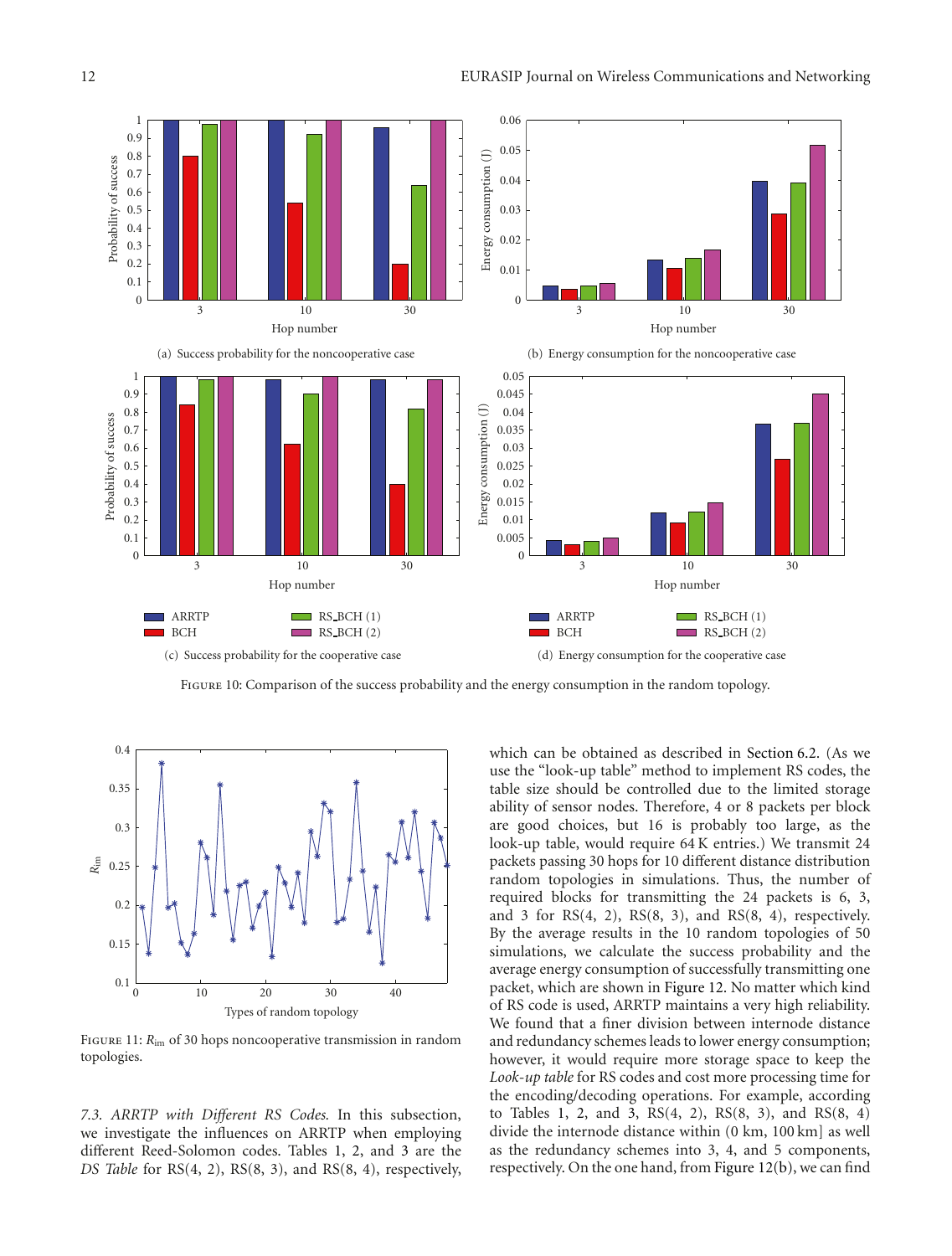Figure 10: Comparison of the success probability and the energy consumption in the random topology.

(a) Success probability for the noncooperative case

(b) Energy consumption for the noncooperative case

(c) Success probability for the cooperative case

(d) Energy consumption for the cooperative case

Figure 11: $R_{\text{im}}$ of 30 hops noncooperative transmission in random topologies.

*7.3. ARRTP with Different RS Codes.* In this subsection, we investigate the influences on ARRTP when employing different Reed-Solomon codes. Tables 1, 2, and 3 are the *DS Table* for RS(4, 2), RS(8, 3), and RS(8, 4), respectively, which can be obtained as described in Section 6.2. (As we use the "look-up table" method to implement RS codes, the table size should be controlled due to the limited storage ability of sensor nodes. Therefore, 4 or 8 packets per block are good choices, but 16 is probably too large, as the look-up table, would require 64 K entries.) We transmit 24 packets passing 30 hops for 10 different distance distribution random topologies in simulations. Thus, the number of required blocks for transmitting the 24 packets is 6, 3, and 3 for RS(4, 2), RS(8, 3), and RS(8, 4), respectively. By the average results in the 10 random topologies of 50 simulations, we calculate the success probability and the average energy consumption of successfully transmitting one packet, which are shown in Figure 12. No matter which kind of RS code is used, ARRTP maintains a very high reliability. We found that a finer division between internode distance and redundancy schemes leads to lower energy consumption; however, it would require more storage space to keep the *Look-up table* for RS codes and cost more processing time for the encoding/decoding operations. For example, according to Tables 1, 2, and 3, RS(4, 2), RS(8, 3), and RS(8, 4) divide the internode distance within (0 km, 100 km] as well as the redundancy schemes into 3, 4, and 5 components, respectively. On the one hand, from Figure 12(b), we can find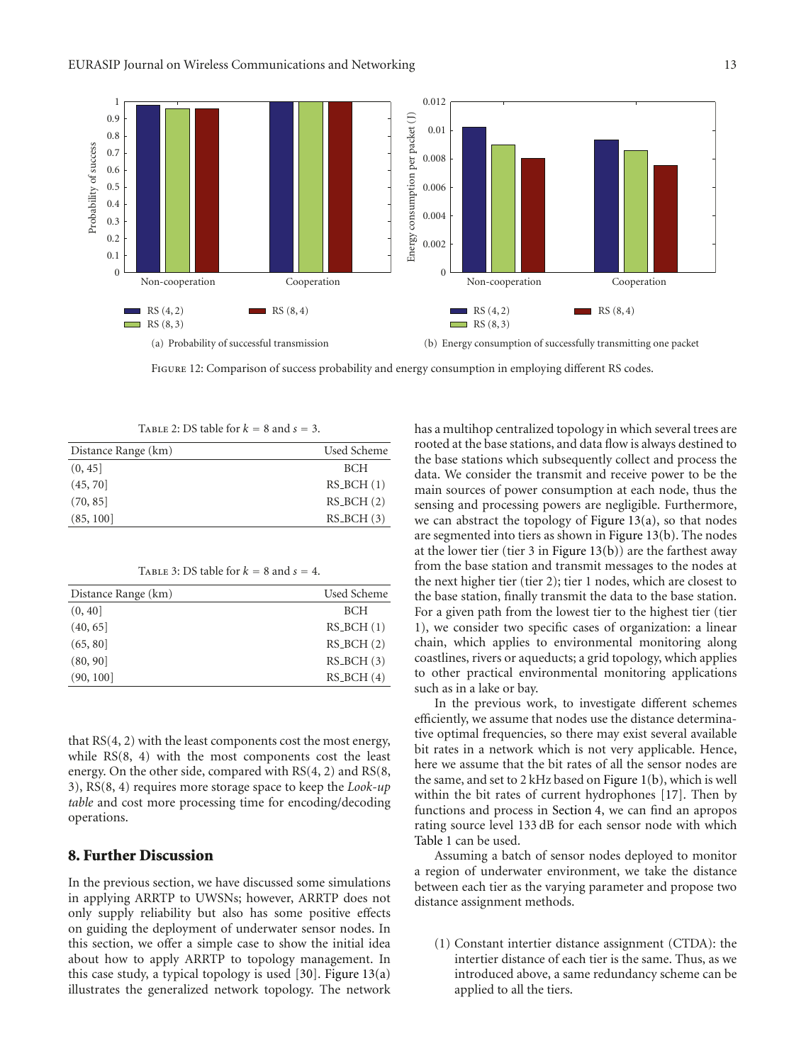Figure 12: Comparison of success probability and energy consumption in employing different RS codes.

(a) Probability of successful transmission

(b) Energy consumption of successfully transmitting one packet

Table 2: DS table for $k = 8$ and $s = 3$.

| Distance Range (km) | Used Scheme |
|---|---|
| (0, 45] | BCH |
| (45, 70] | RS_BCH (1) |
| (70, 85] | RS_BCH (2) |
| (85, 100] | RS_BCH (3) |

Table 3: DS table for $k = 8$ and $s = 4$.

| Distance Range (km) | Used Scheme |
|---|---|
| (0, 40] | BCH |
| (40, 65] | RS_BCH (1) |
| (65, 80] | RS_BCH (2) |
| (80, 90] | RS_BCH (3) |
| (90, 100] | RS_BCH (4) |

that RS(4, 2) with the least components cost the most energy, while RS(8, 4) with the most components cost the least energy. On the other side, compared with RS(4, 2) and RS(8, 3), RS(8, 4) requires more storage space to keep the *Look-up table* and cost more processing time for encoding/decoding operations.

## 8. Further Discussion

In the previous section, we have discussed some simulations in applying ARRTP to UWSNs; however, ARRTP does not only supply reliability but also has some positive effects on guiding the deployment of underwater sensor nodes. In this section, we offer a simple case to show the initial idea about how to apply ARRTP to topology management. In this case study, a typical topology is used [30]. Figure 13(a) illustrates the generalized network topology. The network has a multihop centralized topology in which several trees are rooted at the base stations, and data flow is always destined to the base stations which subsequently collect and process the data. We consider the transmit and receive power to be the main sources of power consumption at each node, thus the sensing and processing powers are negligible. Furthermore, we can abstract the topology of Figure 13(a), so that nodes are segmented into tiers as shown in Figure 13(b). The nodes at the lower tier (tier 3 in Figure 13(b)) are the farthest away from the base station and transmit messages to the nodes at the next higher tier (tier 2); tier 1 nodes, which are closest to the base station, finally transmit the data to the base station. For a given path from the lowest tier to the highest tier (tier 1), we consider two specific cases of organization: a linear chain, which applies to environmental monitoring along coastlines, rivers or aqueducts; a grid topology, which applies to other practical environmental monitoring applications such as in a lake or bay.

In the previous work, to investigate different schemes efficiently, we assume that nodes use the distance determinative optimal frequencies, so there may exist several available bit rates in a network which is not very applicable. Hence, here we assume that the bit rates of all the sensor nodes are the same, and set to 2 kHz based on Figure 1(b), which is well within the bit rates of current hydrophones [17]. Then by functions and process in Section 4, we can find an apropos rating source level 133 dB for each sensor node with which Table 1 can be used.

Assuming a batch of sensor nodes deployed to monitor a region of underwater environment, we take the distance between each tier as the varying parameter and propose two distance assignment methods.

(1) Constant intertier distance assignment (CTDA): the intertier distance of each tier is the same. Thus, as we introduced above, a same redundancy scheme can be applied to all the tiers.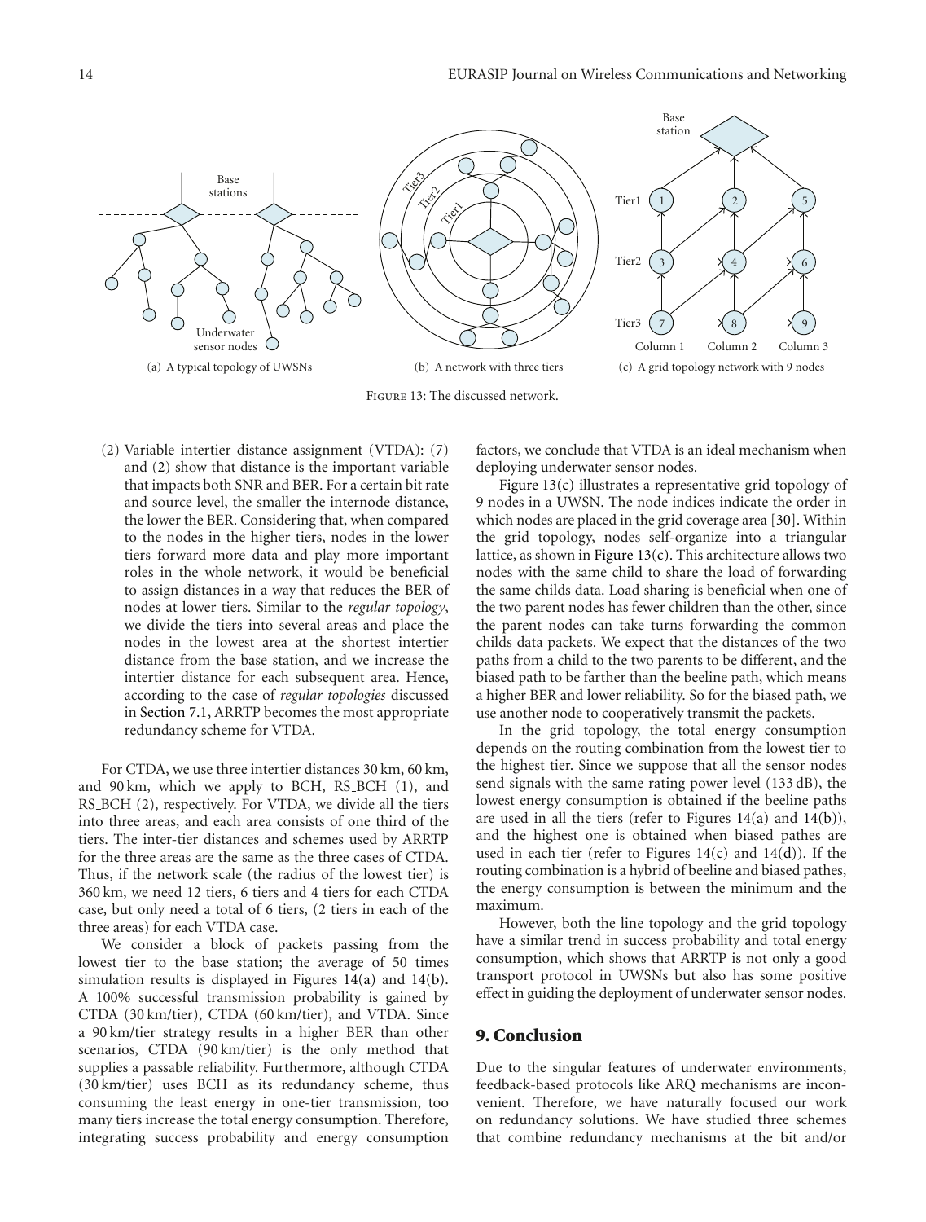(a) A typical topology of UWSNs

(b) A network with three tiers

(c) A grid topology network with 9 nodes

Figure 13: The discussed network.

(2) Variable intertier distance assignment (VTDA): (7) and (2) show that distance is the important variable that impacts both SNR and BER. For a certain bit rate and source level, the smaller the internode distance, the lower the BER. Considering that, when compared to the nodes in the higher tiers, nodes in the lower tiers forward more data and play more important roles in the whole network, it would be beneficial to assign distances in a way that reduces the BER of nodes at lower tiers. Similar to the *regular topology*, we divide the tiers into several areas and place the nodes in the lowest area at the shortest intertier distance from the base station, and we increase the intertier distance for each subsequent area. Hence, according to the case of *regular topologies* discussed in Section 7.1, ARRTP becomes the most appropriate redundancy scheme for VTDA.

For CTDA, we use three intertier distances 30 km, 60 km, and 90 km, which we apply to BCH, RS_BCH (1), and RS_BCH (2), respectively. For VTDA, we divide all the tiers into three areas, and each area consists of one third of the tiers. The inter-tier distances and schemes used by ARRTP for the three areas are the same as the three cases of CTDA. Thus, if the network scale (the radius of the lowest tier) is 360 km, we need 12 tiers, 6 tiers and 4 tiers for each CTDA case, but only need a total of 6 tiers, (2 tiers in each of the three areas) for each VTDA case.

We consider a block of packets passing from the lowest tier to the base station; the average of 50 times simulation results is displayed in Figures 14(a) and 14(b). A 100% successful transmission probability is gained by CTDA (30 km/tier), CTDA (60 km/tier), and VTDA. Since a 90 km/tier strategy results in a higher BER than other scenarios, CTDA (90 km/tier) is the only method that supplies a passable reliability. Furthermore, although CTDA (30 km/tier) uses BCH as its redundancy scheme, thus consuming the least energy in one-tier transmission, too many tiers increase the total energy consumption. Therefore, integrating success probability and energy consumption factors, we conclude that VTDA is an ideal mechanism when deploying underwater sensor nodes.

Figure 13(c) illustrates a representative grid topology of 9 nodes in a UWSN. The node indices indicate the order in which nodes are placed in the grid coverage area [30]. Within the grid topology, nodes self-organize into a triangular lattice, as shown in Figure 13(c). This architecture allows two nodes with the same child to share the load of forwarding the same childs data. Load sharing is beneficial when one of the two parent nodes has fewer children than the other, since the parent nodes can take turns forwarding the common childs data packets. We expect that the distances of the two paths from a child to the two parents to be different, and the biased path to be farther than the beeline path, which means a higher BER and lower reliability. So for the biased path, we use another node to cooperatively transmit the packets.

In the grid topology, the total energy consumption depends on the routing combination from the lowest tier to the highest tier. Since we suppose that all the sensor nodes send signals with the same rating power level (133 dB), the lowest energy consumption is obtained if the beeline paths are used in all the tiers (refer to Figures 14(a) and 14(b)), and the highest one is obtained when biased pathes are used in each tier (refer to Figures 14(c) and 14(d)). If the routing combination is a hybrid of beeline and biased pathes, the energy consumption is between the minimum and the maximum.

However, both the line topology and the grid topology have a similar trend in success probability and total energy consumption, which shows that ARRTP is not only a good transport protocol in UWSNs but also has some positive effect in guiding the deployment of underwater sensor nodes.

## 9. Conclusion

Due to the singular features of underwater environments, feedback-based protocols like ARQ mechanisms are inconvenient. Therefore, we have naturally focused our work on redundancy solutions. We have studied three schemes that combine redundancy mechanisms at the bit and/or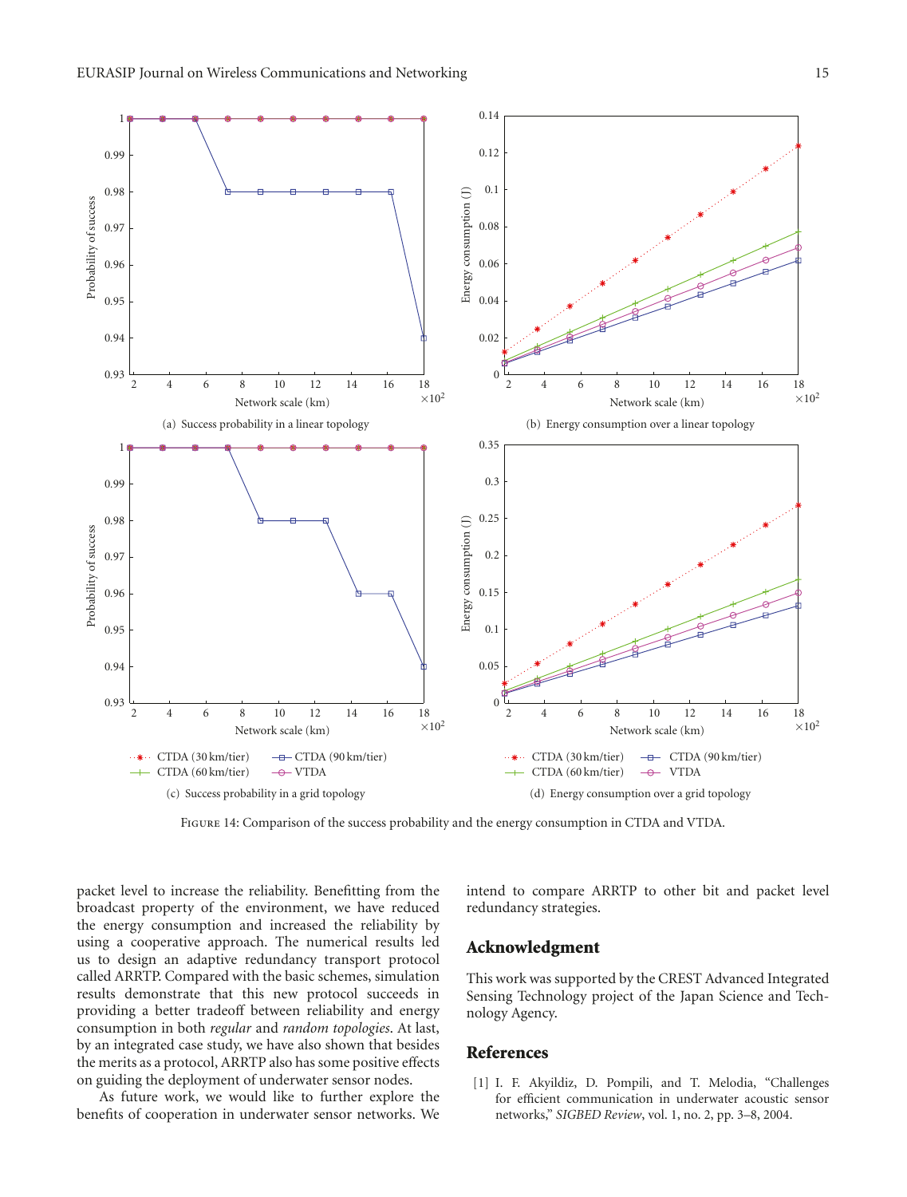(a) Success probability in a linear topology

(b) Energy consumption over a linear topology

(c) Success probability in a grid topology

(d) Energy consumption over a grid topology

Figure 14: Comparison of the success probability and the energy consumption in CTDA and VTDA.

packet level to increase the reliability. Benefitting from the broadcast property of the environment, we have reduced the energy consumption and increased the reliability by using a cooperative approach. The numerical results led us to design an adaptive redundancy transport protocol called ARRTP. Compared with the basic schemes, simulation results demonstrate that this new protocol succeeds in providing a better tradeoff between reliability and energy consumption in both *regular* and *random topologies*. At last, by an integrated case study, we have also shown that besides the merits as a protocol, ARRTP also has some positive effects on guiding the deployment of underwater sensor nodes.

As future work, we would like to further explore the benefits of cooperation in underwater sensor networks. We intend to compare ARRTP to other bit and packet level redundancy strategies.

## Acknowledgment

This work was supported by the CREST Advanced Integrated Sensing Technology project of the Japan Science and Technology Agency.

## References

[1] I. F. Akyildiz, D. Pompili, and T. Melodia, "Challenges for efficient communication in underwater acoustic sensor networks," *SIGBED Review*, vol. 1, no. 2, pp. 3–8, 2004.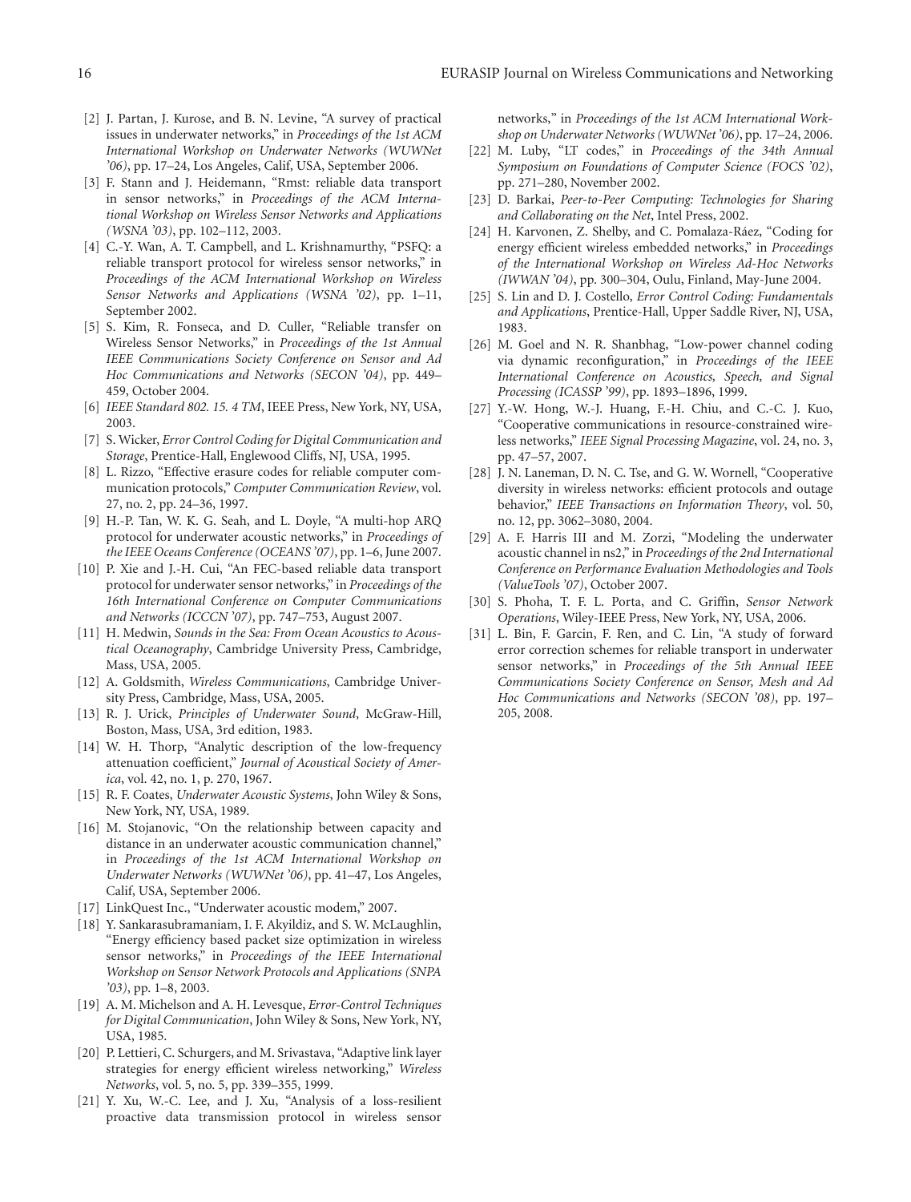[2] J. Partan, J. Kurose, and B. N. Levine, "A survey of practical issues in underwater networks," in *Proceedings of the 1st ACM International Workshop on Underwater Networks (WUWNet '06)*, pp. 17–24, Los Angeles, Calif, USA, September 2006.

[3] F. Stann and J. Heidemann, "Rmst: reliable data transport in sensor networks," in *Proceedings of the ACM International Workshop on Wireless Sensor Networks and Applications (WSNA '03)*, pp. 102–112, 2003.

[4] C.-Y. Wan, A. T. Campbell, and L. Krishnamurthy, "PSFQ: a reliable transport protocol for wireless sensor networks," in *Proceedings of the ACM International Workshop on Wireless Sensor Networks and Applications (WSNA '02)*, pp. 1–11, September 2002.

[5] S. Kim, R. Fonseca, and D. Culler, "Reliable transfer on Wireless Sensor Networks," in *Proceedings of the 1st Annual IEEE Communications Society Conference on Sensor and Ad Hoc Communications and Networks (SECON '04)*, pp. 449–459, October 2004.

[6] *IEEE Standard 802. 15. 4 TM*, IEEE Press, New York, NY, USA, 2003.

[7] S. Wicker, *Error Control Coding for Digital Communication and Storage*, Prentice-Hall, Englewood Cliffs, NJ, USA, 1995.

[8] L. Rizzo, "Effective erasure codes for reliable computer communication protocols," *Computer Communication Review*, vol. 27, no. 2, pp. 24–36, 1997.

[9] H.-P. Tan, W. K. G. Seah, and L. Doyle, "A multi-hop ARQ protocol for underwater acoustic networks," in *Proceedings of the IEEE Oceans Conference (OCEANS '07)*, pp. 1–6, June 2007.

[10] P. Xie and J.-H. Cui, "An FEC-based reliable data transport protocol for underwater sensor networks," in *Proceedings of the 16th International Conference on Computer Communications and Networks (ICCCN '07)*, pp. 747–753, August 2007.

[11] H. Medwin, *Sounds in the Sea: From Ocean Acoustics to Acoustical Oceanography*, Cambridge University Press, Cambridge, Mass, USA, 2005.

[12] A. Goldsmith, *Wireless Communications*, Cambridge University Press, Cambridge, Mass, USA, 2005.

[13] R. J. Urick, *Principles of Underwater Sound*, McGraw-Hill, Boston, Mass, USA, 3rd edition, 1983.

[14] W. H. Thorp, "Analytic description of the low-frequency attenuation coefficient," *Journal of Acoustical Society of America*, vol. 42, no. 1, p. 270, 1967.

[15] R. F. Coates, *Underwater Acoustic Systems*, John Wiley & Sons, New York, NY, USA, 1989.

[16] M. Stojanovic, "On the relationship between capacity and distance in an underwater acoustic communication channel," in *Proceedings of the 1st ACM International Workshop on Underwater Networks (WUWNet '06)*, pp. 41–47, Los Angeles, Calif, USA, September 2006.

[17] LinkQuest Inc., "Underwater acoustic modem," 2007.

[18] Y. Sankarasubramaniam, I. F. Akyildiz, and S. W. McLaughlin, "Energy efficiency based packet size optimization in wireless sensor networks," in *Proceedings of the IEEE International Workshop on Sensor Network Protocols and Applications (SNPA '03)*, pp. 1–8, 2003.

[19] A. M. Michelson and A. H. Levesque, *Error-Control Techniques for Digital Communication*, John Wiley & Sons, New York, NY, USA, 1985.

[20] P. Lettieri, C. Schurgers, and M. Srivastava, "Adaptive link layer strategies for energy efficient wireless networking," *Wireless Networks*, vol. 5, no. 5, pp. 339–355, 1999.

[21] Y. Xu, W.-C. Lee, and J. Xu, "Analysis of a loss-resilient proactive data transmission protocol in wireless sensor networks," in *Proceedings of the 1st ACM International Workshop on Underwater Networks (WUWNet '06)*, pp. 17–24, 2006.

[22] M. Luby, "LT codes," in *Proceedings of the 34th Annual Symposium on Foundations of Computer Science (FOCS '02)*, pp. 271–280, November 2002.

[23] D. Barkai, *Peer-to-Peer Computing: Technologies for Sharing and Collaborating on the Net*, Intel Press, 2002.

[24] H. Karvonen, Z. Shelby, and C. Pomalaza-Ráez, "Coding for energy efficient wireless embedded networks," in *Proceedings of the International Workshop on Wireless Ad-Hoc Networks (IWWAN '04)*, pp. 300–304, Oulu, Finland, May-June 2004.

[25] S. Lin and D. J. Costello, *Error Control Coding: Fundamentals and Applications*, Prentice-Hall, Upper Saddle River, NJ, USA, 1983.

[26] M. Goel and N. R. Shanbhag, "Low-power channel coding via dynamic reconfiguration," in *Proceedings of the IEEE International Conference on Acoustics, Speech, and Signal Processing (ICASSP '99)*, pp. 1893–1896, 1999.

[27] Y.-W. Hong, W.-J. Huang, F.-H. Chiu, and C.-C. J. Kuo, "Cooperative communications in resource-constrained wireless networks," *IEEE Signal Processing Magazine*, vol. 24, no. 3, pp. 47–57, 2007.

[28] J. N. Laneman, D. N. C. Tse, and G. W. Wornell, "Cooperative diversity in wireless networks: efficient protocols and outage behavior," *IEEE Transactions on Information Theory*, vol. 50, no. 12, pp. 3062–3080, 2004.

[29] A. F. Harris III and M. Zorzi, "Modeling the underwater acoustic channel in ns2," in *Proceedings of the 2nd International Conference on Performance Evaluation Methodologies and Tools (ValueTools '07)*, October 2007.

[30] S. Phoha, T. F. L. Porta, and C. Griffin, *Sensor Network Operations*, Wiley-IEEE Press, New York, NY, USA, 2006.

[31] L. Bin, F. Garcin, F. Ren, and C. Lin, "A study of forward error correction schemes for reliable transport in underwater sensor networks," in *Proceedings of the 5th Annual IEEE Communications Society Conference on Sensor, Mesh and Ad Hoc Communications and Networks (SECON '08)*, pp. 197–205, 2008.